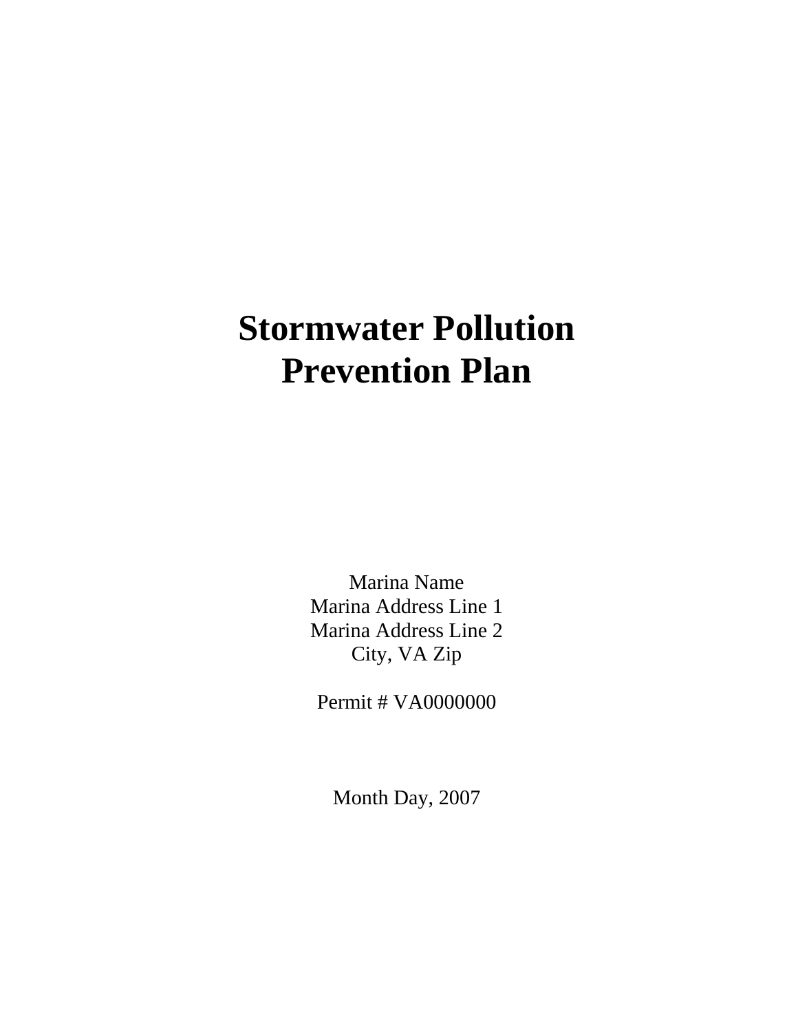# Stormwater Pollution Prevention Plan

Marina Name
Marina Address Line 1
Marina Address Line 2
City, VA Zip

Permit # VA0000000

Month Day, 2007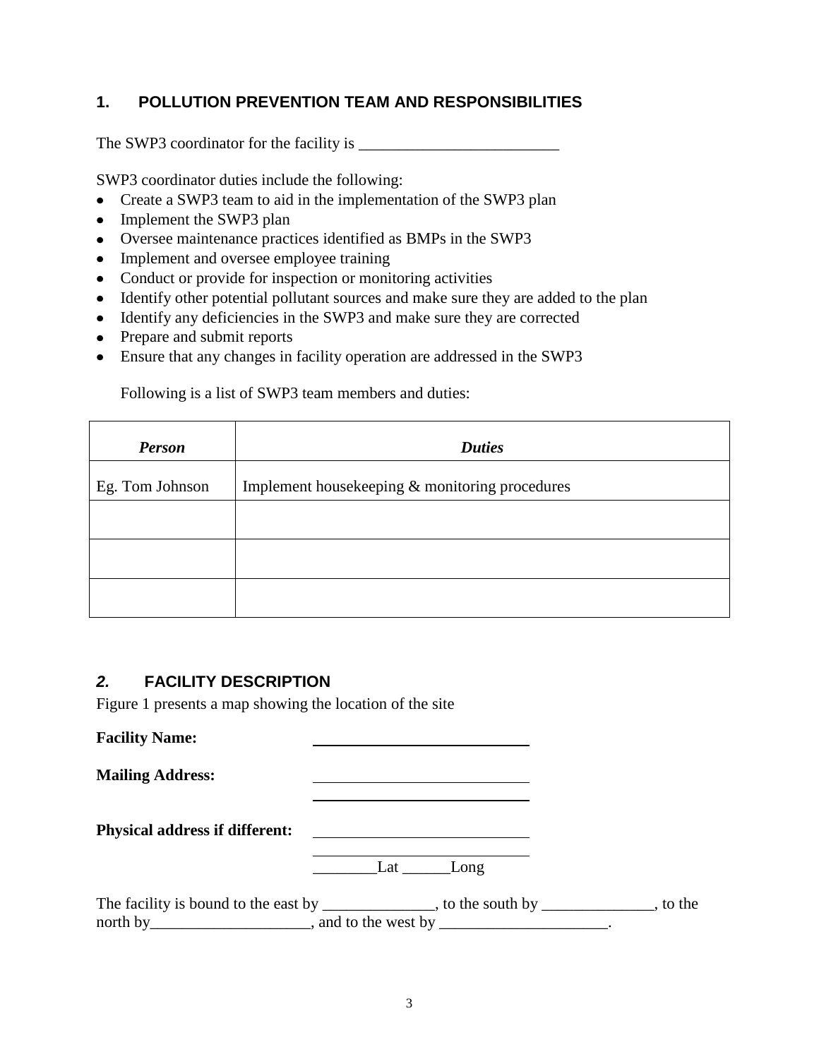## 1. POLLUTION PREVENTION TEAM AND RESPONSIBILITIES

The SWP3 coordinator for the facility is _________________________

SWP3 coordinator duties include the following:

- Create a SWP3 team to aid in the implementation of the SWP3 plan
- Implement the SWP3 plan
- Oversee maintenance practices identified as BMPs in the SWP3
- Implement and oversee employee training
- Conduct or provide for inspection or monitoring activities
- Identify other potential pollutant sources and make sure they are added to the plan
- Identify any deficiencies in the SWP3 and make sure they are corrected
- Prepare and submit reports
- Ensure that any changes in facility operation are addressed in the SWP3

Following is a list of SWP3 team members and duties:

| *Person* | *Duties* |
|---|---|
| Eg. Tom Johnson | Implement housekeeping & monitoring procedures |
| | |
| | |
| | |

## *2.* FACILITY DESCRIPTION

Figure 1 presents a map showing the location of the site

**Facility Name:** ____________________________

**Mailing Address:** ____________________________
____________________________

**Physical address if different:** ____________________________
____________________________
________Lat ______Long

The facility is bound to the east by ______________, to the south by ______________, to the north by____________________, and to the west by _____________________.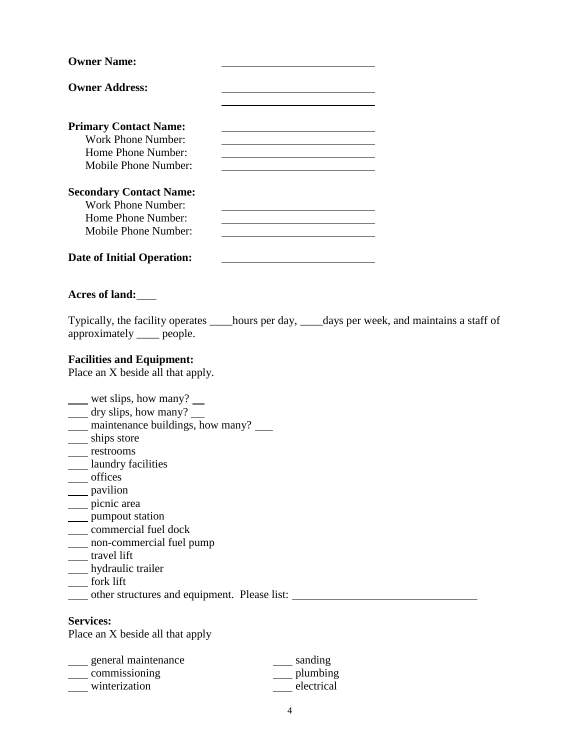**Owner Name:** ____________________________

**Owner Address:** ____________________________

____________________________

**Primary Contact Name:** ____________________________
Work Phone Number: ____________________________
Home Phone Number: ____________________________
Mobile Phone Number: ____________________________

**Secondary Contact Name:**
Work Phone Number: ____________________________
Home Phone Number: ____________________________
Mobile Phone Number: ____________________________

**Date of Initial Operation:** ____________________________

**Acres of land:**___

Typically, the facility operates ____hours per day, ____days per week, and maintains a staff of approximately ____ people.

**Facilities and Equipment:**
Place an X beside all that apply.

____ wet slips, how many? __
____ dry slips, how many? __
____ maintenance buildings, how many? ___
____ ships store
____ restrooms
____ laundry facilities
____ offices
____ pavilion
____ picnic area
____ pumpout station
____ commercial fuel dock
____ non-commercial fuel pump
____ travel lift
____ hydraulic trailer
____ fork lift
____ other structures and equipment. Please list: ________________________________

**Services:**
Place an X beside all that apply

____ general maintenance
____ commissioning
____ winterization
____ sanding
____ plumbing
____ electrical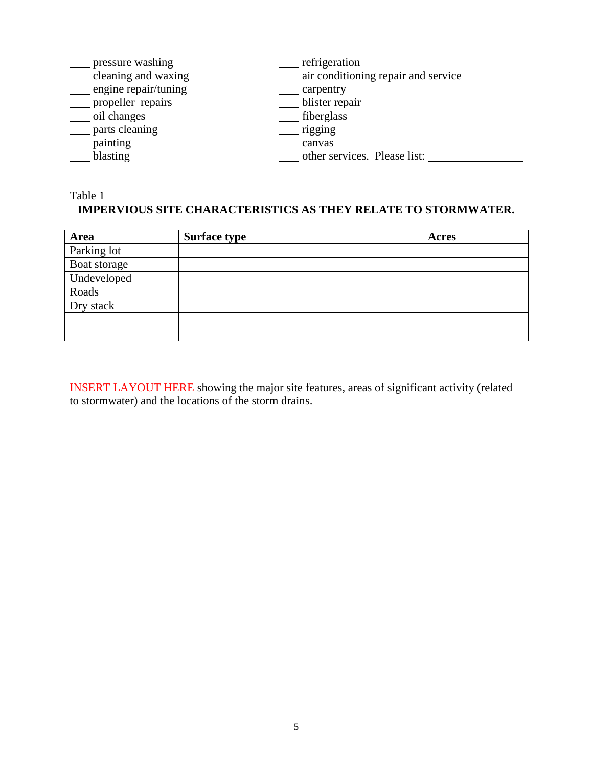____ pressure washing
____ cleaning and waxing
____ engine repair/tuning
____ propeller repairs
____ oil changes
____ parts cleaning
____ painting
____ blasting
____ refrigeration
____ air conditioning repair and service
____ carpentry
____ blister repair
____ fiberglass
____ rigging
____ canvas
____ other services. Please list: ________________

Table 1

**IMPERVIOUS SITE CHARACTERISTICS AS THEY RELATE TO STORMWATER.**

| Area | Surface type | Acres |
|---|---|---|
| Parking lot | | |
| Boat storage | | |
| Undeveloped | | |
| Roads | | |
| Dry stack | | |
| | | |
| | | |

INSERT LAYOUT HERE showing the major site features, areas of significant activity (related to stormwater) and the locations of the storm drains.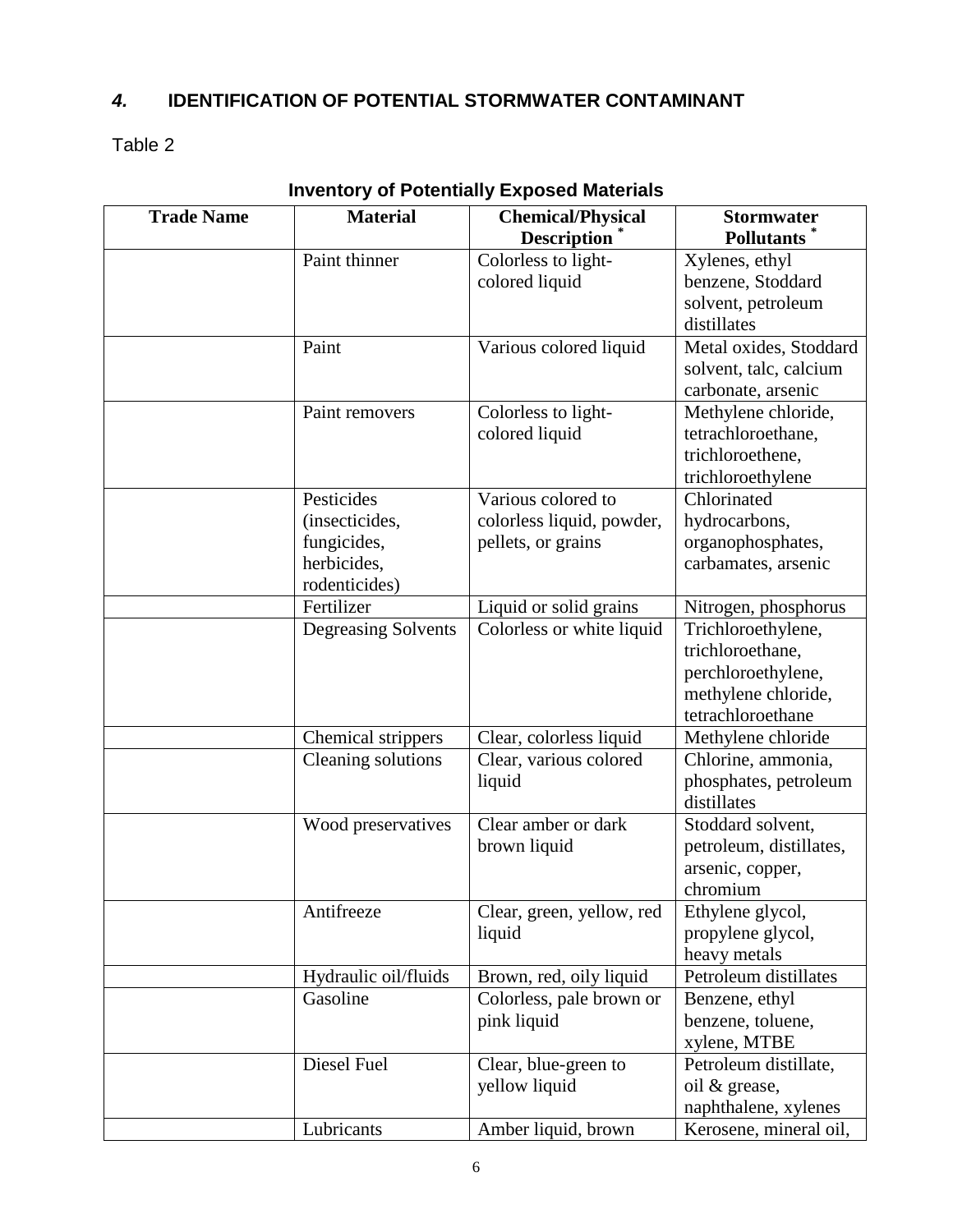## *4.* IDENTIFICATION OF POTENTIAL STORMWATER CONTAMINANT

Table 2

**Inventory of Potentially Exposed Materials**

| Trade Name | Material | Chemical/Physical Description * | Stormwater Pollutants * |
|---|---|---|---|
| | Paint thinner | Colorless to light-colored liquid | Xylenes, ethyl benzene, Stoddard solvent, petroleum distillates |
| | Paint | Various colored liquid | Metal oxides, Stoddard solvent, talc, calcium carbonate, arsenic |
| | Paint removers | Colorless to light-colored liquid | Methylene chloride, tetrachloroethane, trichloroethene, trichloroethylene |
| | Pesticides (insecticides, fungicides, herbicides, rodenticides) | Various colored to colorless liquid, powder, pellets, or grains | Chlorinated hydrocarbons, organophosphates, carbamates, arsenic |
| | Fertilizer | Liquid or solid grains | Nitrogen, phosphorus |
| | Degreasing Solvents | Colorless or white liquid | Trichloroethylene, trichloroethane, perchloroethylene, methylene chloride, tetrachloroethane |
| | Chemical strippers | Clear, colorless liquid | Methylene chloride |
| | Cleaning solutions | Clear, various colored liquid | Chlorine, ammonia, phosphates, petroleum distillates |
| | Wood preservatives | Clear amber or dark brown liquid | Stoddard solvent, petroleum, distillates, arsenic, copper, chromium |
| | Antifreeze | Clear, green, yellow, red liquid | Ethylene glycol, propylene glycol, heavy metals |
| | Hydraulic oil/fluids | Brown, red, oily liquid | Petroleum distillates |
| | Gasoline | Colorless, pale brown or pink liquid | Benzene, ethyl benzene, toluene, xylene, MTBE |
| | Diesel Fuel | Clear, blue-green to yellow liquid | Petroleum distillate, oil & grease, naphthalene, xylenes |
| | Lubricants | Amber liquid, brown | Kerosene, mineral oil, |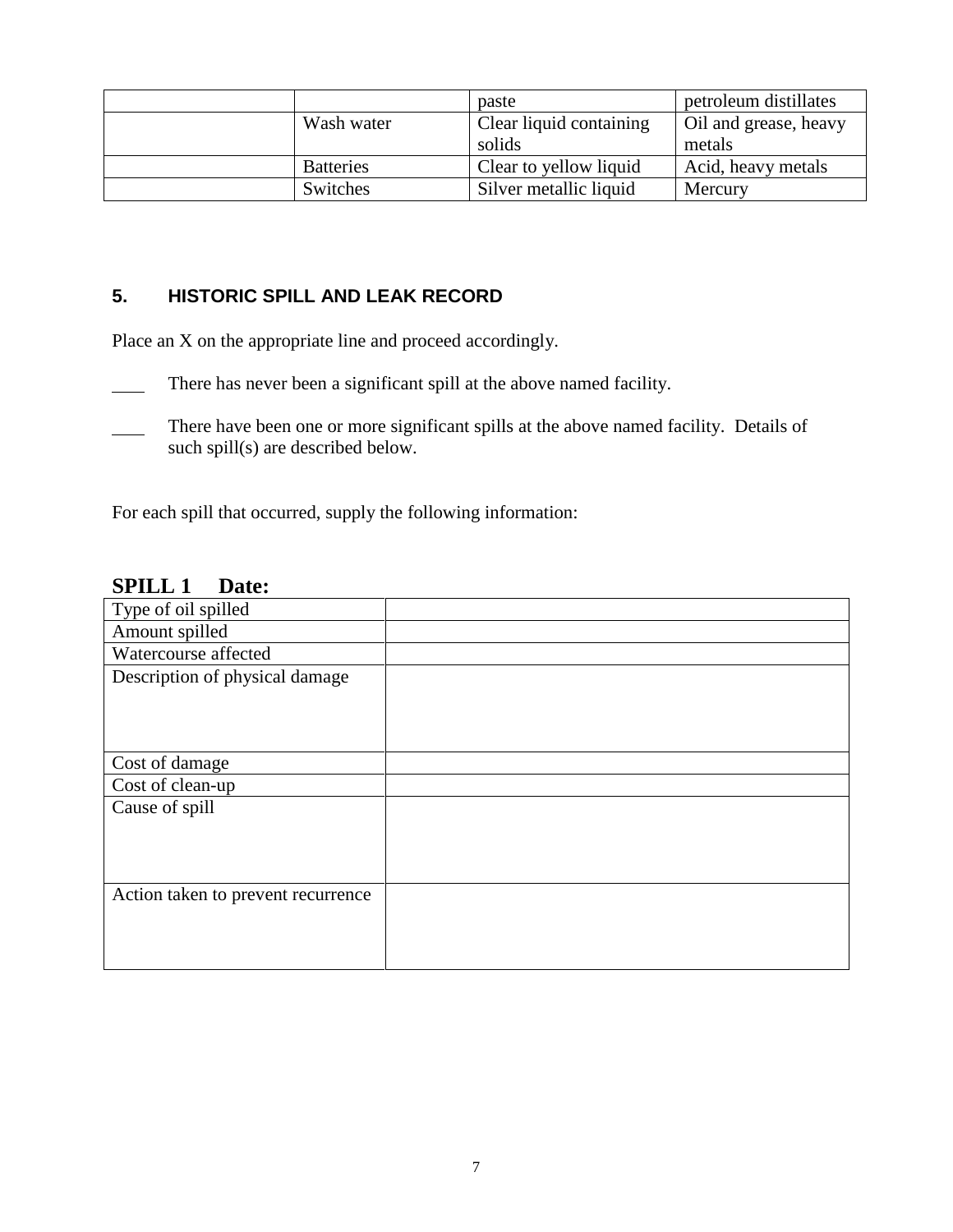| | | paste | petroleum distillates |
|---|---|---|---|
| | Wash water | Clear liquid containing solids | Oil and grease, heavy metals |
| | Batteries | Clear to yellow liquid | Acid, heavy metals |
| | Switches | Silver metallic liquid | Mercury |

## 5. HISTORIC SPILL AND LEAK RECORD

Place an X on the appropriate line and proceed accordingly.

____ There has never been a significant spill at the above named facility.

____ There have been one or more significant spills at the above named facility. Details of such spill(s) are described below.

For each spill that occurred, supply the following information:

### SPILL 1 Date:

| Type of oil spilled | |
|---|---|
| Amount spilled | |
| Watercourse affected | |
| Description of physical damage | |
| Cost of damage | |
| Cost of clean-up | |
| Cause of spill | |
| Action taken to prevent recurrence | |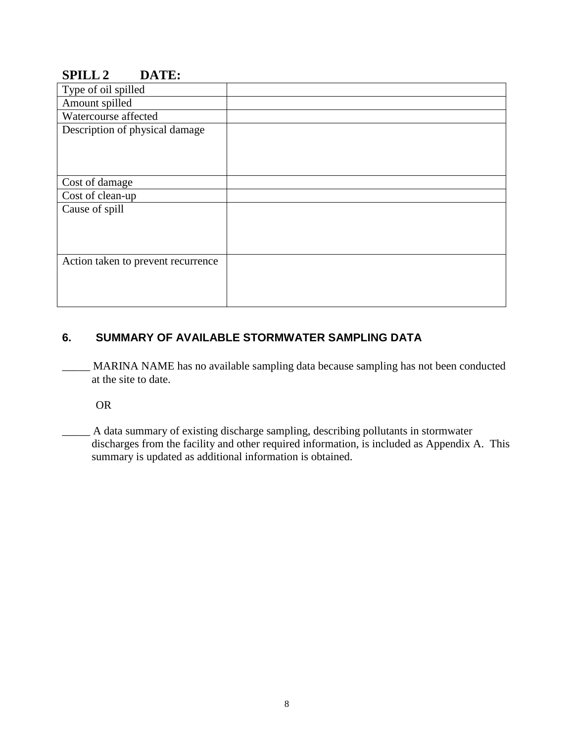## SPILL 2 DATE:

| Type of oil spilled | |
|---|---|
| Amount spilled | |
| Watercourse affected | |
| Description of physical damage | |
| Cost of damage | |
| Cost of clean-up | |
| Cause of spill | |
| Action taken to prevent recurrence | |

## 6. SUMMARY OF AVAILABLE STORMWATER SAMPLING DATA

_____ MARINA NAME has no available sampling data because sampling has not been conducted at the site to date.

OR

_____ A data summary of existing discharge sampling, describing pollutants in stormwater discharges from the facility and other required information, is included as Appendix A. This summary is updated as additional information is obtained.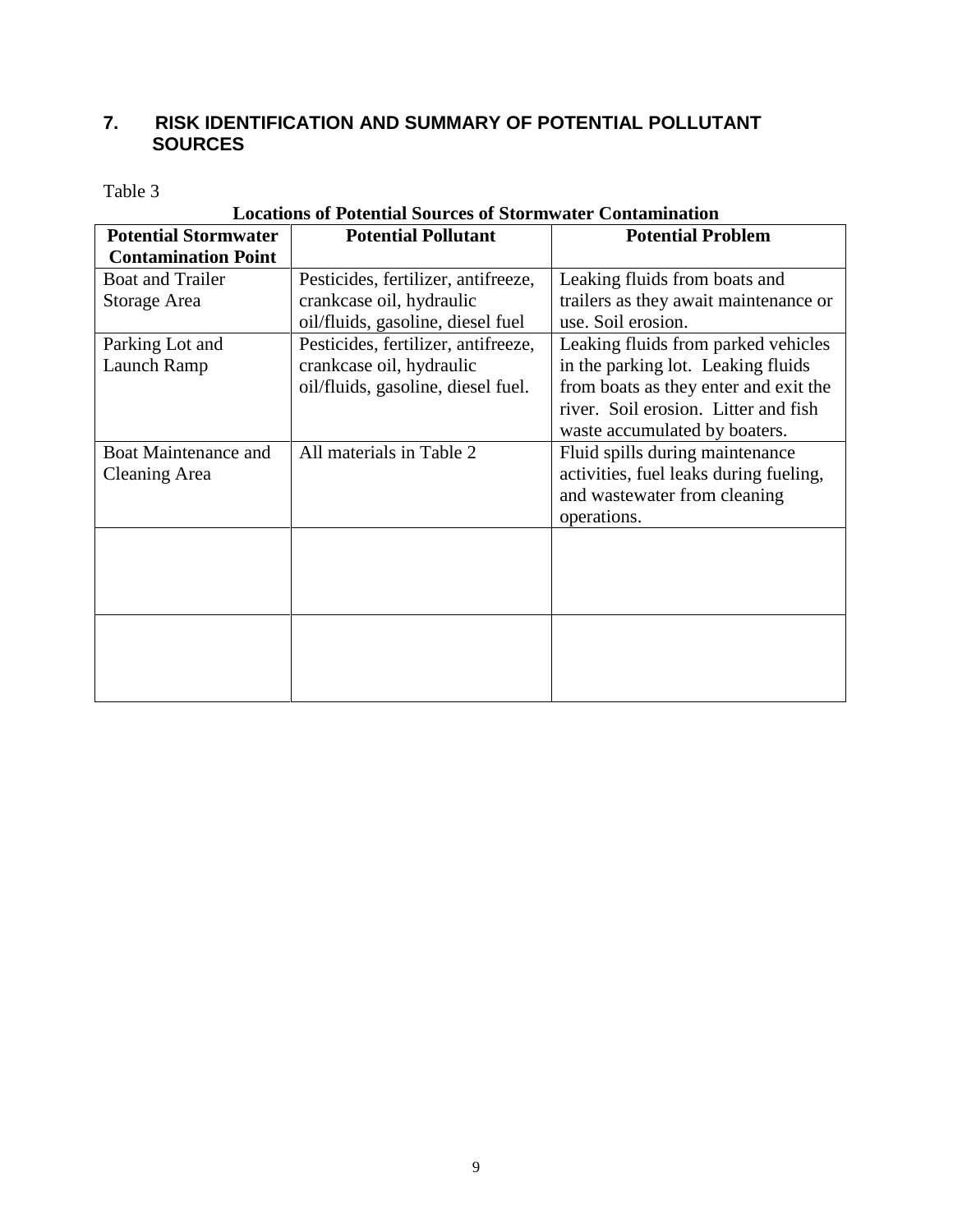## 7. RISK IDENTIFICATION AND SUMMARY OF POTENTIAL POLLUTANT SOURCES

Table 3

**Locations of Potential Sources of Stormwater Contamination**

| Potential Stormwater Contamination Point | Potential Pollutant | Potential Problem |
|---|---|---|
| Boat and Trailer Storage Area | Pesticides, fertilizer, antifreeze, crankcase oil, hydraulic oil/fluids, gasoline, diesel fuel | Leaking fluids from boats and trailers as they await maintenance or use. Soil erosion. |
| Parking Lot and Launch Ramp | Pesticides, fertilizer, antifreeze, crankcase oil, hydraulic oil/fluids, gasoline, diesel fuel. | Leaking fluids from parked vehicles in the parking lot. Leaking fluids from boats as they enter and exit the river. Soil erosion. Litter and fish waste accumulated by boaters. |
| Boat Maintenance and Cleaning Area | All materials in Table 2 | Fluid spills during maintenance activities, fuel leaks during fueling, and wastewater from cleaning operations. |
| | | |
| | | |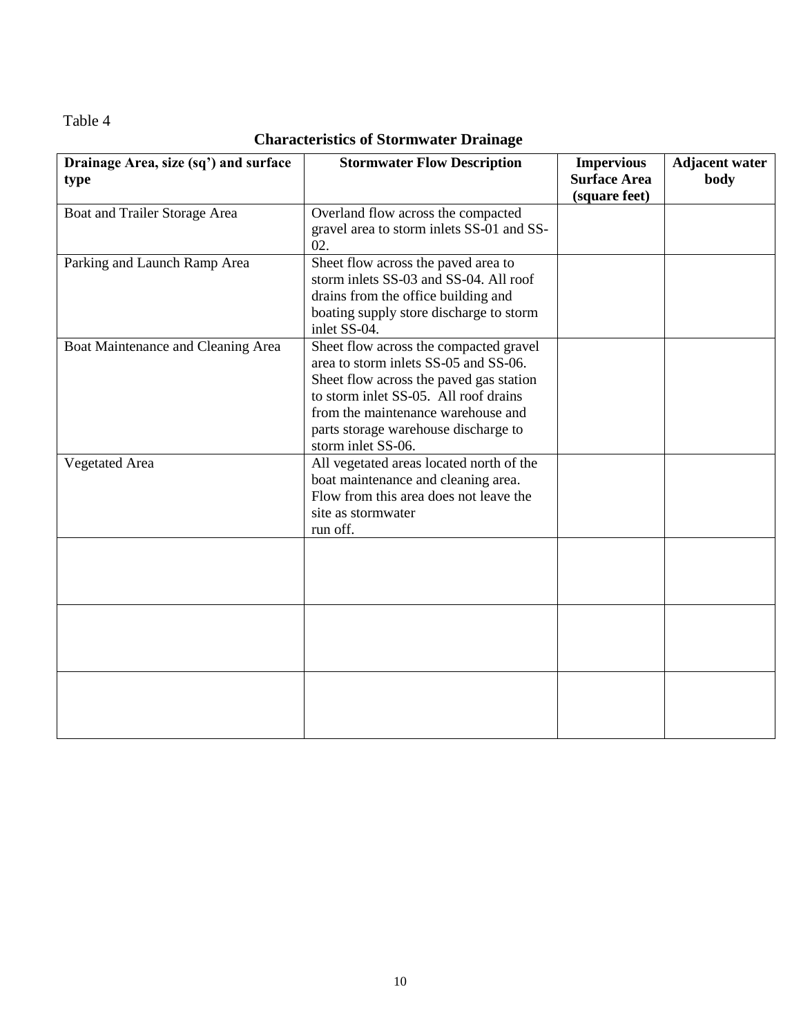Table 4

**Characteristics of Stormwater Drainage**

| **Drainage Area, size (sq') and surface type** | **Stormwater Flow Description** | **Impervious Surface Area (square feet)** | **Adjacent water body** |
|---|---|---|---|
| Boat and Trailer Storage Area | Overland flow across the compacted gravel area to storm inlets SS-01 and SS-02. | | |
| Parking and Launch Ramp Area | Sheet flow across the paved area to storm inlets SS-03 and SS-04. All roof drains from the office building and boating supply store discharge to storm inlet SS-04. | | |
| Boat Maintenance and Cleaning Area | Sheet flow across the compacted gravel area to storm inlets SS-05 and SS-06. Sheet flow across the paved gas station to storm inlet SS-05. All roof drains from the maintenance warehouse and parts storage warehouse discharge to storm inlet SS-06. | | |
| Vegetated Area | All vegetated areas located north of the boat maintenance and cleaning area. Flow from this area does not leave the site as stormwater run off. | | |
| | | | |
| | | | |
| | | | |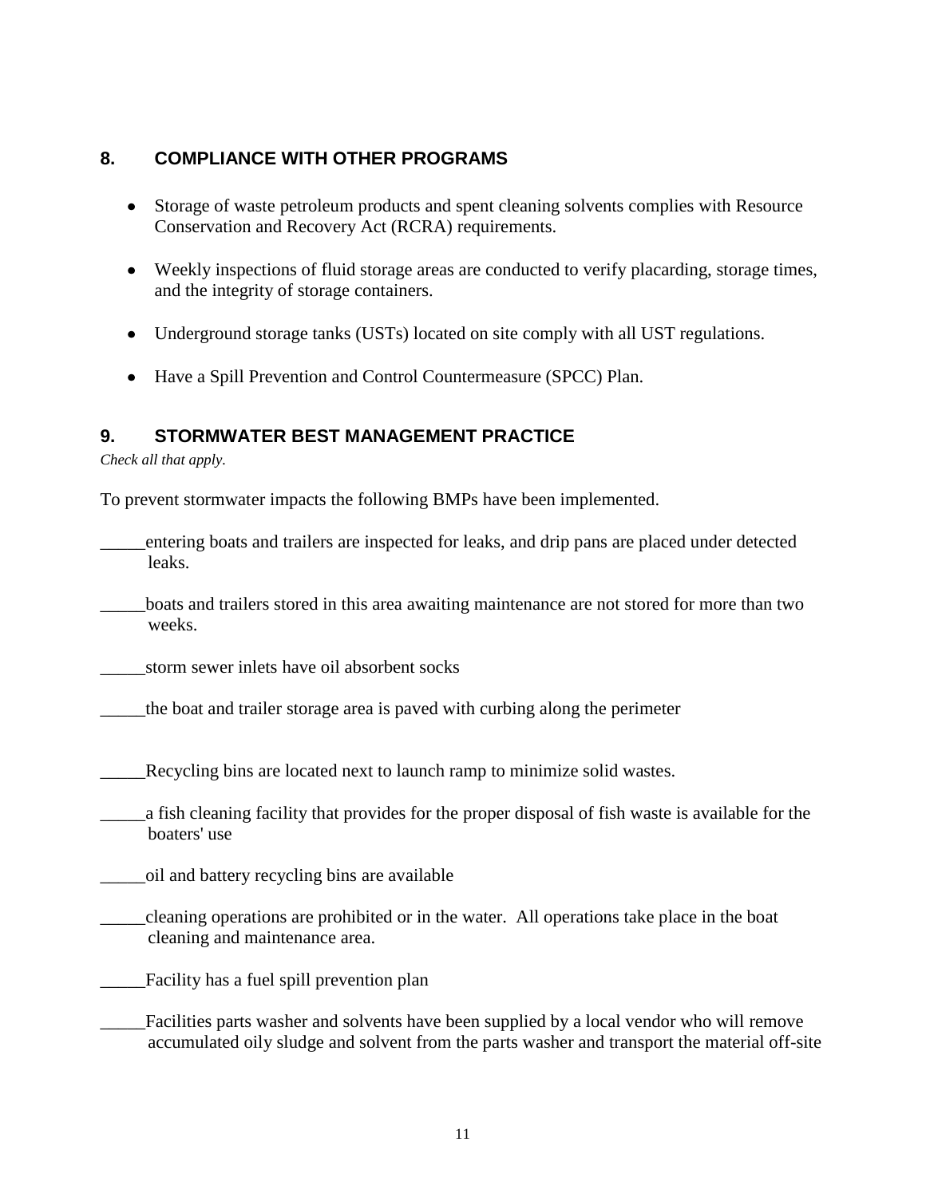## 8. COMPLIANCE WITH OTHER PROGRAMS

- Storage of waste petroleum products and spent cleaning solvents complies with Resource Conservation and Recovery Act (RCRA) requirements.
- Weekly inspections of fluid storage areas are conducted to verify placarding, storage times, and the integrity of storage containers.
- Underground storage tanks (USTs) located on site comply with all UST regulations.
- Have a Spill Prevention and Control Countermeasure (SPCC) Plan.

## 9. STORMWATER BEST MANAGEMENT PRACTICE

*Check all that apply.*

To prevent stormwater impacts the following BMPs have been implemented.

_____entering boats and trailers are inspected for leaks, and drip pans are placed under detected leaks.

_____boats and trailers stored in this area awaiting maintenance are not stored for more than two weeks.

_____storm sewer inlets have oil absorbent socks

_____the boat and trailer storage area is paved with curbing along the perimeter

_____Recycling bins are located next to launch ramp to minimize solid wastes.

_____a fish cleaning facility that provides for the proper disposal of fish waste is available for the boaters' use

_____oil and battery recycling bins are available

_____cleaning operations are prohibited or in the water. All operations take place in the boat cleaning and maintenance area.

_____Facility has a fuel spill prevention plan

_____Facilities parts washer and solvents have been supplied by a local vendor who will remove accumulated oily sludge and solvent from the parts washer and transport the material off-site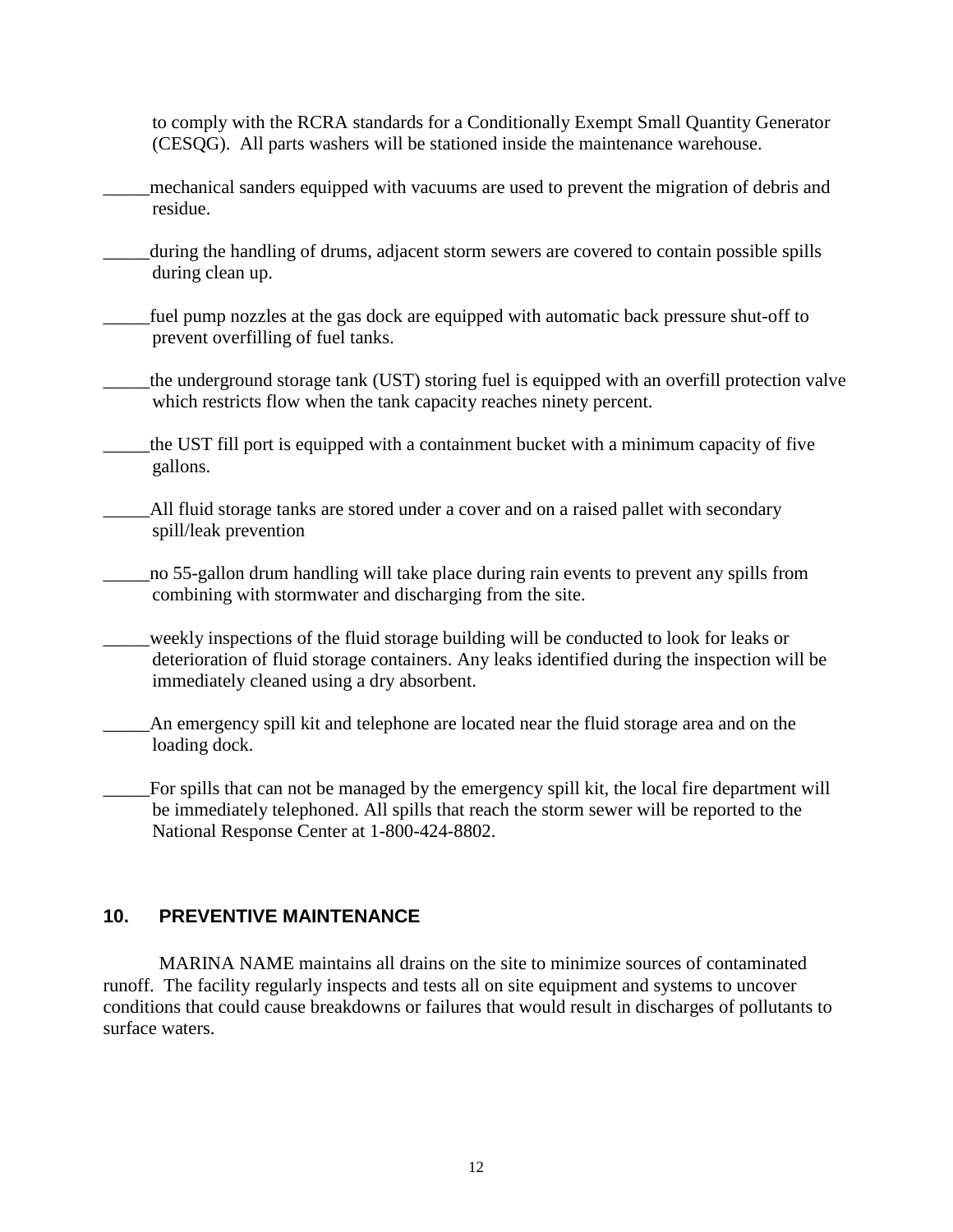to comply with the RCRA standards for a Conditionally Exempt Small Quantity Generator (CESQG). All parts washers will be stationed inside the maintenance warehouse.

_____mechanical sanders equipped with vacuums are used to prevent the migration of debris and residue.

_____during the handling of drums, adjacent storm sewers are covered to contain possible spills during clean up.

_____fuel pump nozzles at the gas dock are equipped with automatic back pressure shut-off to prevent overfilling of fuel tanks.

_____the underground storage tank (UST) storing fuel is equipped with an overfill protection valve which restricts flow when the tank capacity reaches ninety percent.

_____the UST fill port is equipped with a containment bucket with a minimum capacity of five gallons.

_____All fluid storage tanks are stored under a cover and on a raised pallet with secondary spill/leak prevention

_____no 55-gallon drum handling will take place during rain events to prevent any spills from combining with stormwater and discharging from the site.

_____weekly inspections of the fluid storage building will be conducted to look for leaks or deterioration of fluid storage containers. Any leaks identified during the inspection will be immediately cleaned using a dry absorbent.

_____An emergency spill kit and telephone are located near the fluid storage area and on the loading dock.

_____For spills that can not be managed by the emergency spill kit, the local fire department will be immediately telephoned. All spills that reach the storm sewer will be reported to the National Response Center at 1-800-424-8802.

## 10. PREVENTIVE MAINTENANCE

MARINA NAME maintains all drains on the site to minimize sources of contaminated runoff. The facility regularly inspects and tests all on site equipment and systems to uncover conditions that could cause breakdowns or failures that would result in discharges of pollutants to surface waters.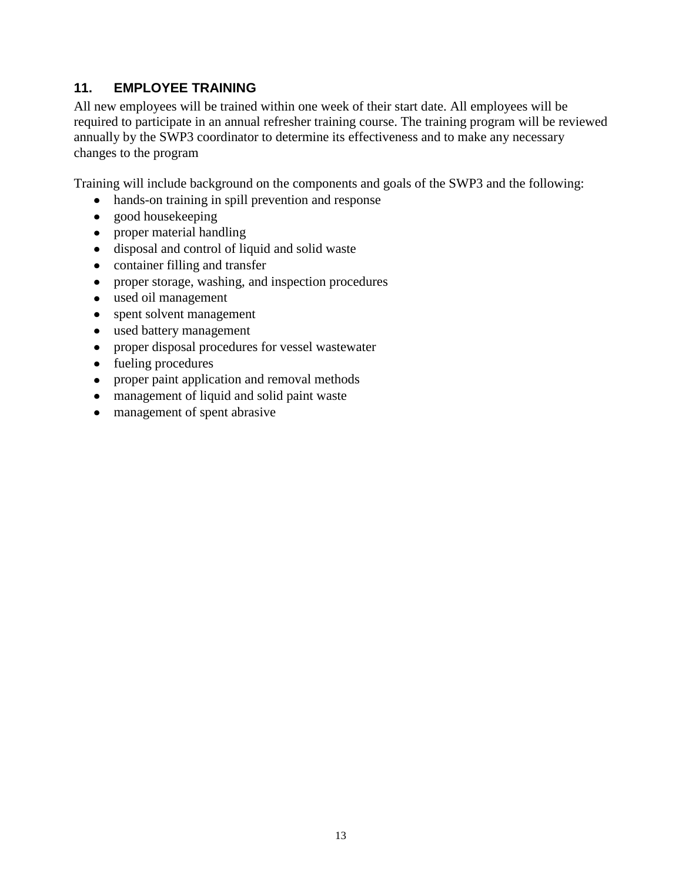## 11. EMPLOYEE TRAINING

All new employees will be trained within one week of their start date. All employees will be required to participate in an annual refresher training course. The training program will be reviewed annually by the SWP3 coordinator to determine its effectiveness and to make any necessary changes to the program

Training will include background on the components and goals of the SWP3 and the following:

- hands-on training in spill prevention and response
- good housekeeping
- proper material handling
- disposal and control of liquid and solid waste
- container filling and transfer
- proper storage, washing, and inspection procedures
- used oil management
- spent solvent management
- used battery management
- proper disposal procedures for vessel wastewater
- fueling procedures
- proper paint application and removal methods
- management of liquid and solid paint waste
- management of spent abrasive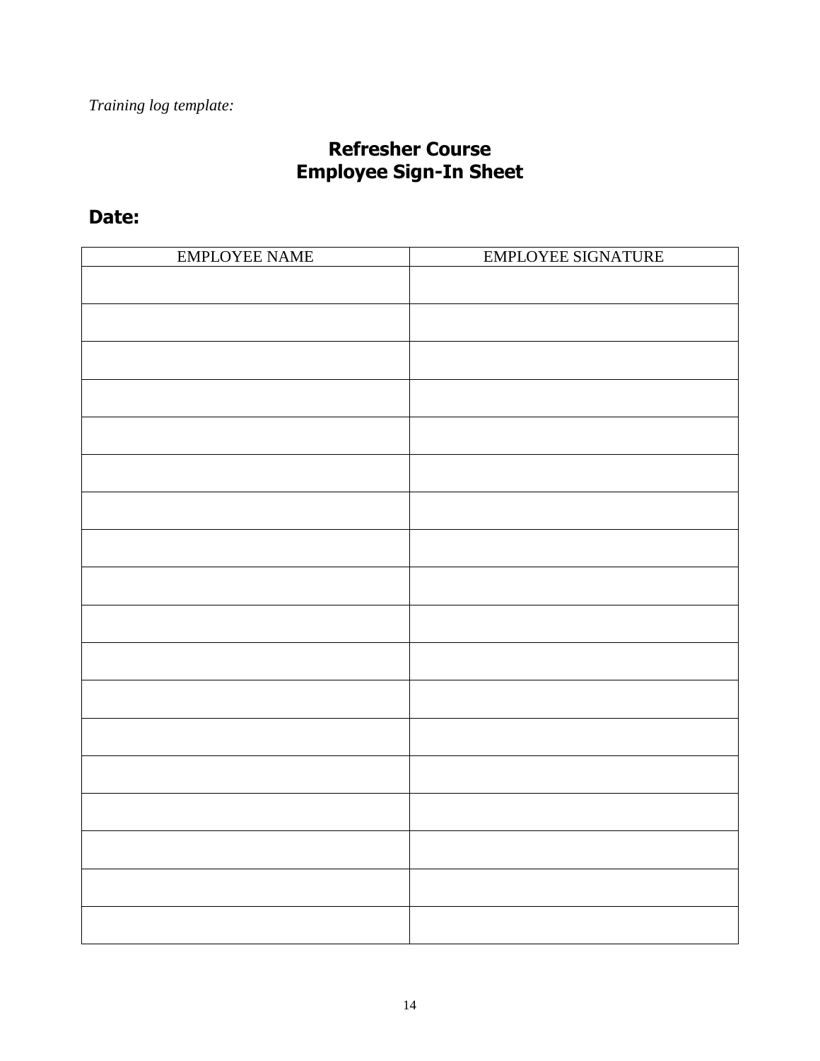*Training log template:*

# Refresher Course
# Employee Sign-In Sheet

## Date:

| EMPLOYEE NAME | EMPLOYEE SIGNATURE |
|---|---|
| | |
| | |
| | |
| | |
| | |
| | |
| | |
| | |
| | |
| | |
| | |
| | |
| | |
| | |
| | |
| | |
| | |
| | |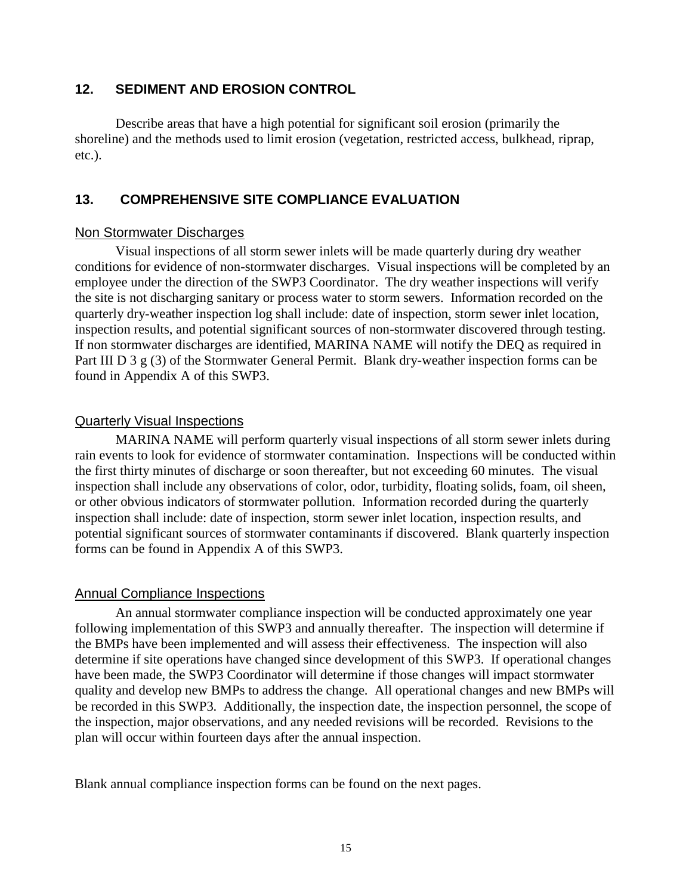## 12. SEDIMENT AND EROSION CONTROL

Describe areas that have a high potential for significant soil erosion (primarily the shoreline) and the methods used to limit erosion (vegetation, restricted access, bulkhead, riprap, etc.).

## 13. COMPREHENSIVE SITE COMPLIANCE EVALUATION

### Non Stormwater Discharges

Visual inspections of all storm sewer inlets will be made quarterly during dry weather conditions for evidence of non-stormwater discharges. Visual inspections will be completed by an employee under the direction of the SWP3 Coordinator. The dry weather inspections will verify the site is not discharging sanitary or process water to storm sewers. Information recorded on the quarterly dry-weather inspection log shall include: date of inspection, storm sewer inlet location, inspection results, and potential significant sources of non-stormwater discovered through testing. If non stormwater discharges are identified, MARINA NAME will notify the DEQ as required in Part III D 3 g (3) of the Stormwater General Permit. Blank dry-weather inspection forms can be found in Appendix A of this SWP3.

### Quarterly Visual Inspections

MARINA NAME will perform quarterly visual inspections of all storm sewer inlets during rain events to look for evidence of stormwater contamination. Inspections will be conducted within the first thirty minutes of discharge or soon thereafter, but not exceeding 60 minutes. The visual inspection shall include any observations of color, odor, turbidity, floating solids, foam, oil sheen, or other obvious indicators of stormwater pollution. Information recorded during the quarterly inspection shall include: date of inspection, storm sewer inlet location, inspection results, and potential significant sources of stormwater contaminants if discovered. Blank quarterly inspection forms can be found in Appendix A of this SWP3.

### Annual Compliance Inspections

An annual stormwater compliance inspection will be conducted approximately one year following implementation of this SWP3 and annually thereafter. The inspection will determine if the BMPs have been implemented and will assess their effectiveness. The inspection will also determine if site operations have changed since development of this SWP3. If operational changes have been made, the SWP3 Coordinator will determine if those changes will impact stormwater quality and develop new BMPs to address the change. All operational changes and new BMPs will be recorded in this SWP3. Additionally, the inspection date, the inspection personnel, the scope of the inspection, major observations, and any needed revisions will be recorded. Revisions to the plan will occur within fourteen days after the annual inspection.

Blank annual compliance inspection forms can be found on the next pages.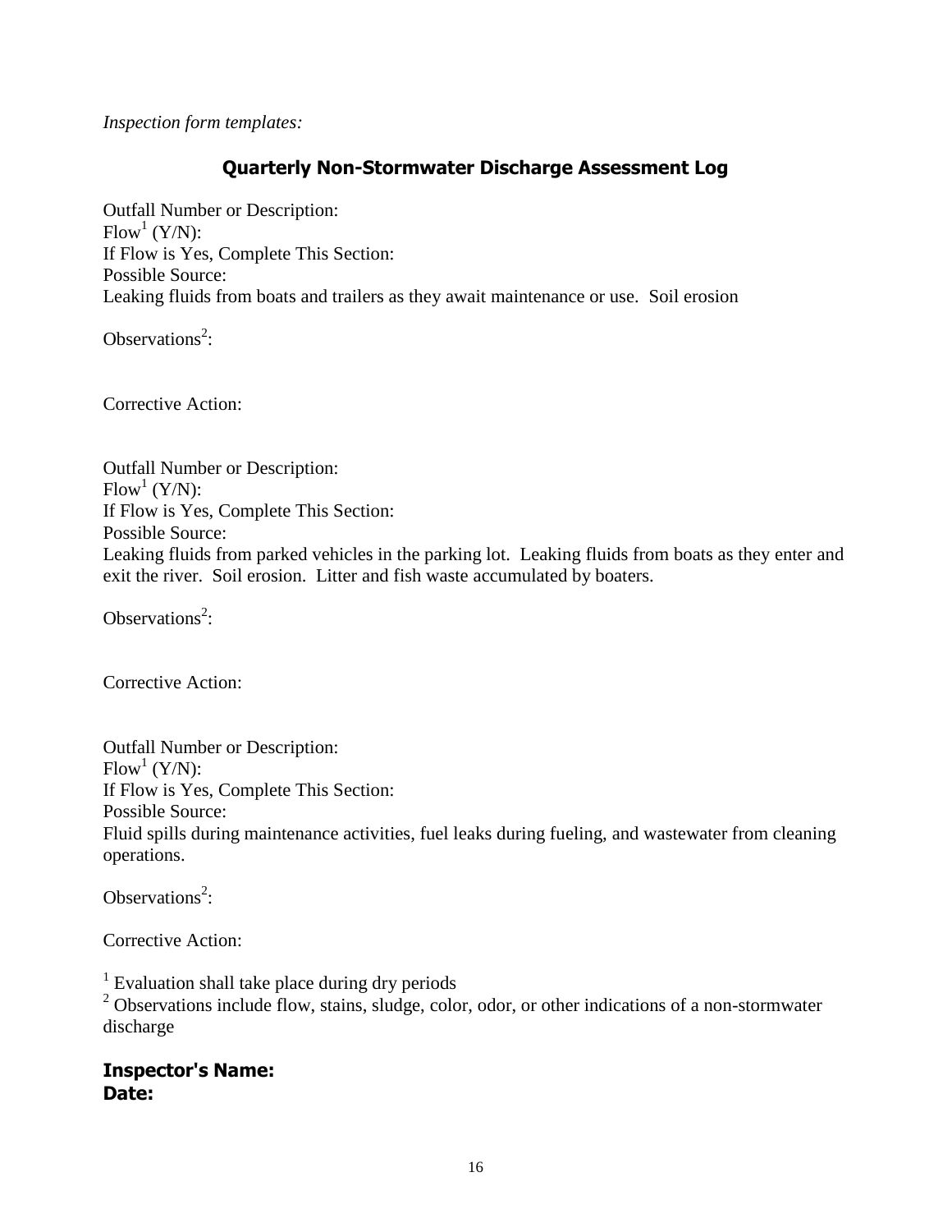*Inspection form templates:*

## Quarterly Non-Stormwater Discharge Assessment Log

Outfall Number or Description:
Flow[1] (Y/N):
If Flow is Yes, Complete This Section:
Possible Source:
Leaking fluids from boats and trailers as they await maintenance or use. Soil erosion

Observations[2]:

Corrective Action:

Outfall Number or Description:
Flow[1] (Y/N):
If Flow is Yes, Complete This Section:
Possible Source:
Leaking fluids from parked vehicles in the parking lot. Leaking fluids from boats as they enter and exit the river. Soil erosion. Litter and fish waste accumulated by boaters.

Observations[2]:

Corrective Action:

Outfall Number or Description:
Flow[1] (Y/N):
If Flow is Yes, Complete This Section:
Possible Source:
Fluid spills during maintenance activities, fuel leaks during fueling, and wastewater from cleaning operations.

Observations[2]:

Corrective Action:

[1] Evaluation shall take place during dry periods
[2] Observations include flow, stains, sludge, color, odor, or other indications of a non-stormwater discharge

**Inspector's Name:**
**Date:**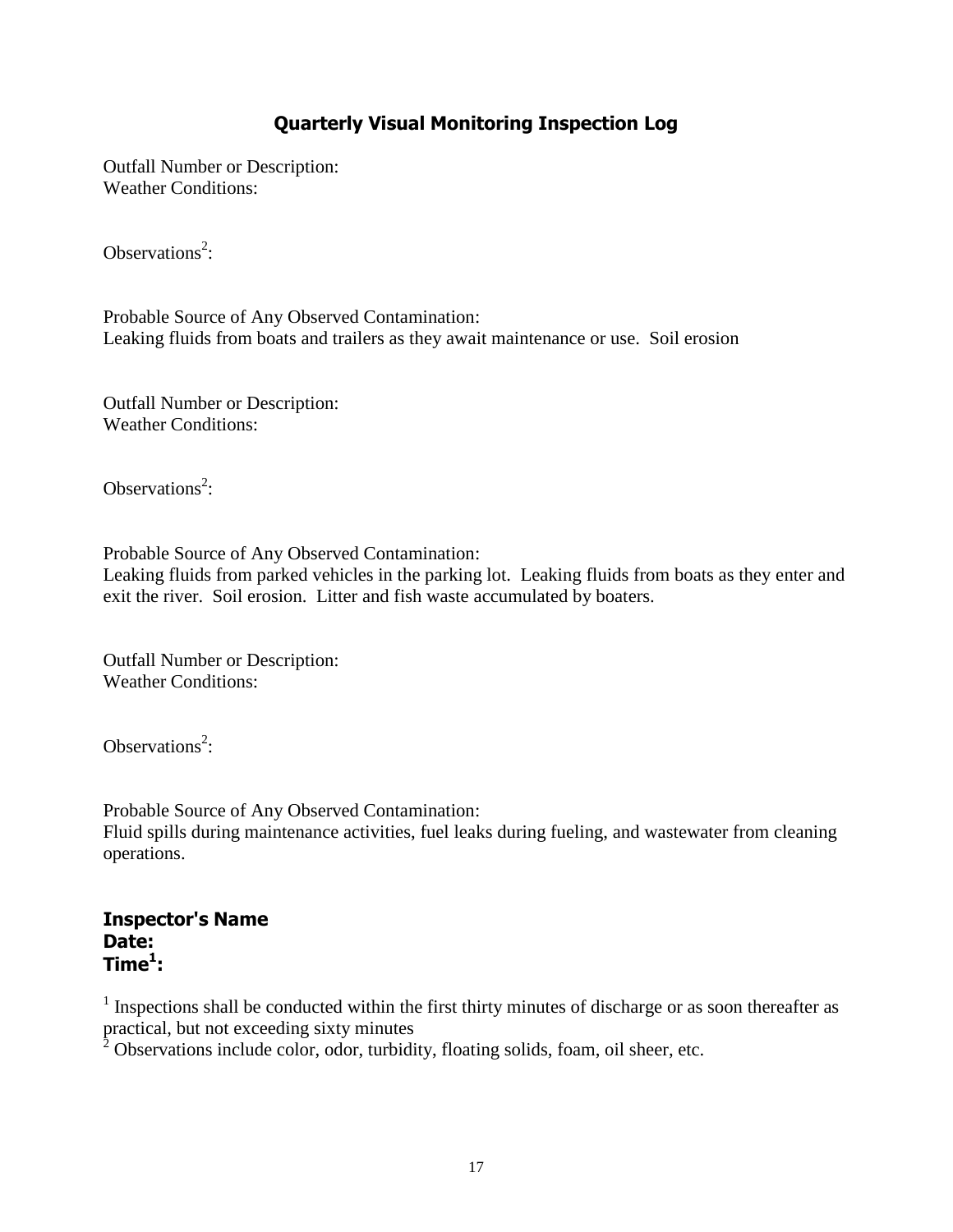## Quarterly Visual Monitoring Inspection Log

Outfall Number or Description:
Weather Conditions:

Observations[2]:

Probable Source of Any Observed Contamination:
Leaking fluids from boats and trailers as they await maintenance or use. Soil erosion

Outfall Number or Description:
Weather Conditions:

Observations[2]:

Probable Source of Any Observed Contamination:
Leaking fluids from parked vehicles in the parking lot. Leaking fluids from boats as they enter and exit the river. Soil erosion. Litter and fish waste accumulated by boaters.

Outfall Number or Description:
Weather Conditions:

Observations[2]:

Probable Source of Any Observed Contamination:
Fluid spills during maintenance activities, fuel leaks during fueling, and wastewater from cleaning operations.

**Inspector's Name**
**Date:**
**Time[1]:**

[1] Inspections shall be conducted within the first thirty minutes of discharge or as soon thereafter as practical, but not exceeding sixty minutes
[2] Observations include color, odor, turbidity, floating solids, foam, oil sheer, etc.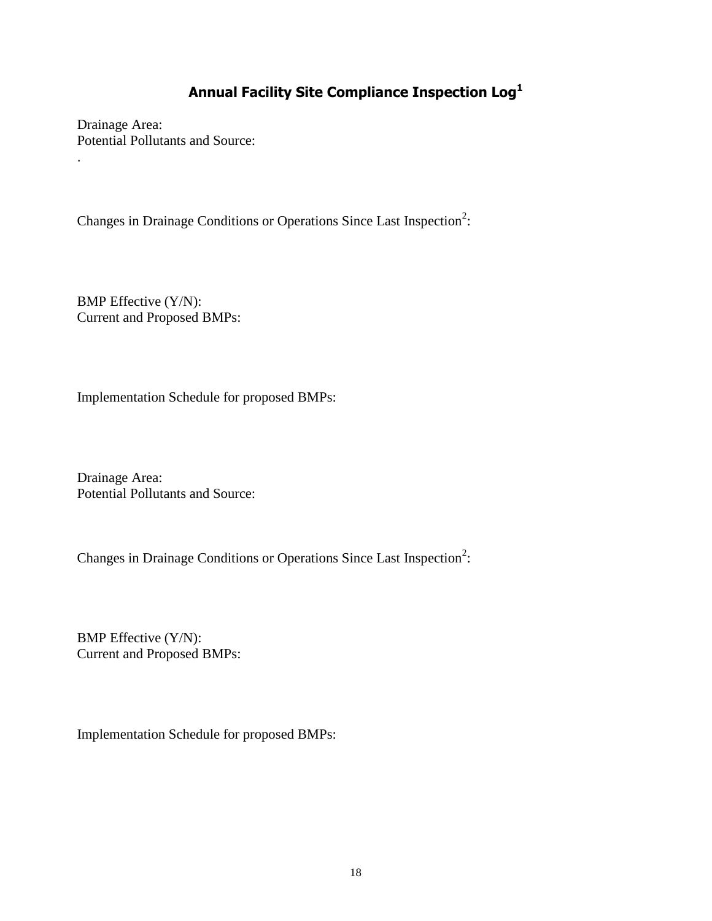# Annual Facility Site Compliance Inspection Log[1]

Drainage Area:
Potential Pollutants and Source:
.

Changes in Drainage Conditions or Operations Since Last Inspection[2]:

BMP Effective (Y/N):
Current and Proposed BMPs:

Implementation Schedule for proposed BMPs:

Drainage Area:
Potential Pollutants and Source:

Changes in Drainage Conditions or Operations Since Last Inspection[2]:

BMP Effective (Y/N):
Current and Proposed BMPs:

Implementation Schedule for proposed BMPs: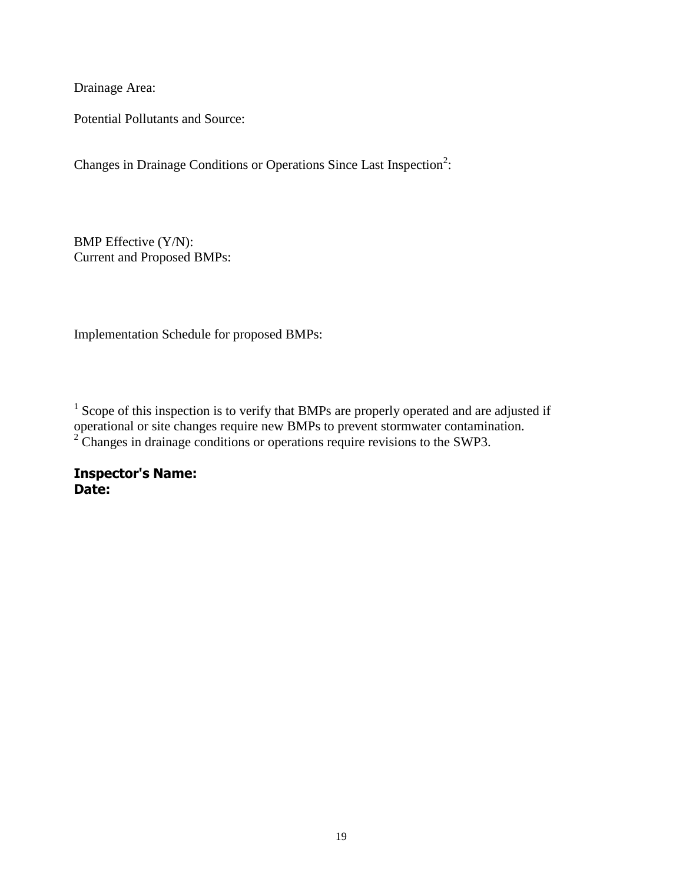Drainage Area:

Potential Pollutants and Source:

Changes in Drainage Conditions or Operations Since Last Inspection[2]:

BMP Effective (Y/N):
Current and Proposed BMPs:

Implementation Schedule for proposed BMPs:

[1] Scope of this inspection is to verify that BMPs are properly operated and are adjusted if operational or site changes require new BMPs to prevent stormwater contamination.
[2] Changes in drainage conditions or operations require revisions to the SWP3.

**Inspector's Name:**
**Date:**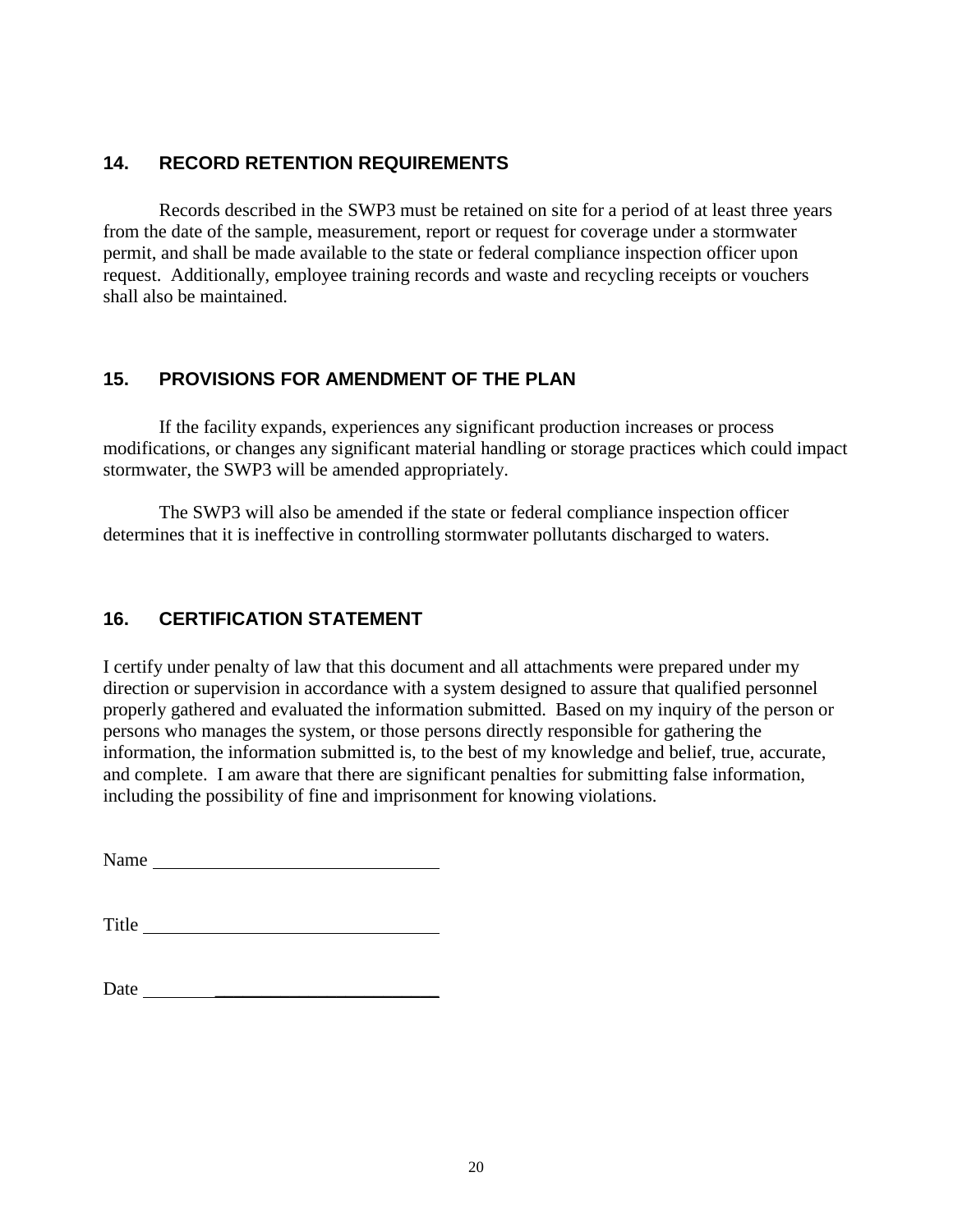## 14. RECORD RETENTION REQUIREMENTS

Records described in the SWP3 must be retained on site for a period of at least three years from the date of the sample, measurement, report or request for coverage under a stormwater permit, and shall be made available to the state or federal compliance inspection officer upon request. Additionally, employee training records and waste and recycling receipts or vouchers shall also be maintained.

## 15. PROVISIONS FOR AMENDMENT OF THE PLAN

If the facility expands, experiences any significant production increases or process modifications, or changes any significant material handling or storage practices which could impact stormwater, the SWP3 will be amended appropriately.

The SWP3 will also be amended if the state or federal compliance inspection officer determines that it is ineffective in controlling stormwater pollutants discharged to waters.

## 16. CERTIFICATION STATEMENT

I certify under penalty of law that this document and all attachments were prepared under my direction or supervision in accordance with a system designed to assure that qualified personnel properly gathered and evaluated the information submitted. Based on my inquiry of the person or persons who manages the system, or those persons directly responsible for gathering the information, the information submitted is, to the best of my knowledge and belief, true, accurate, and complete. I am aware that there are significant penalties for submitting false information, including the possibility of fine and imprisonment for knowing violations.

Name ______________________________

Title ______________________________

Date ______________________________